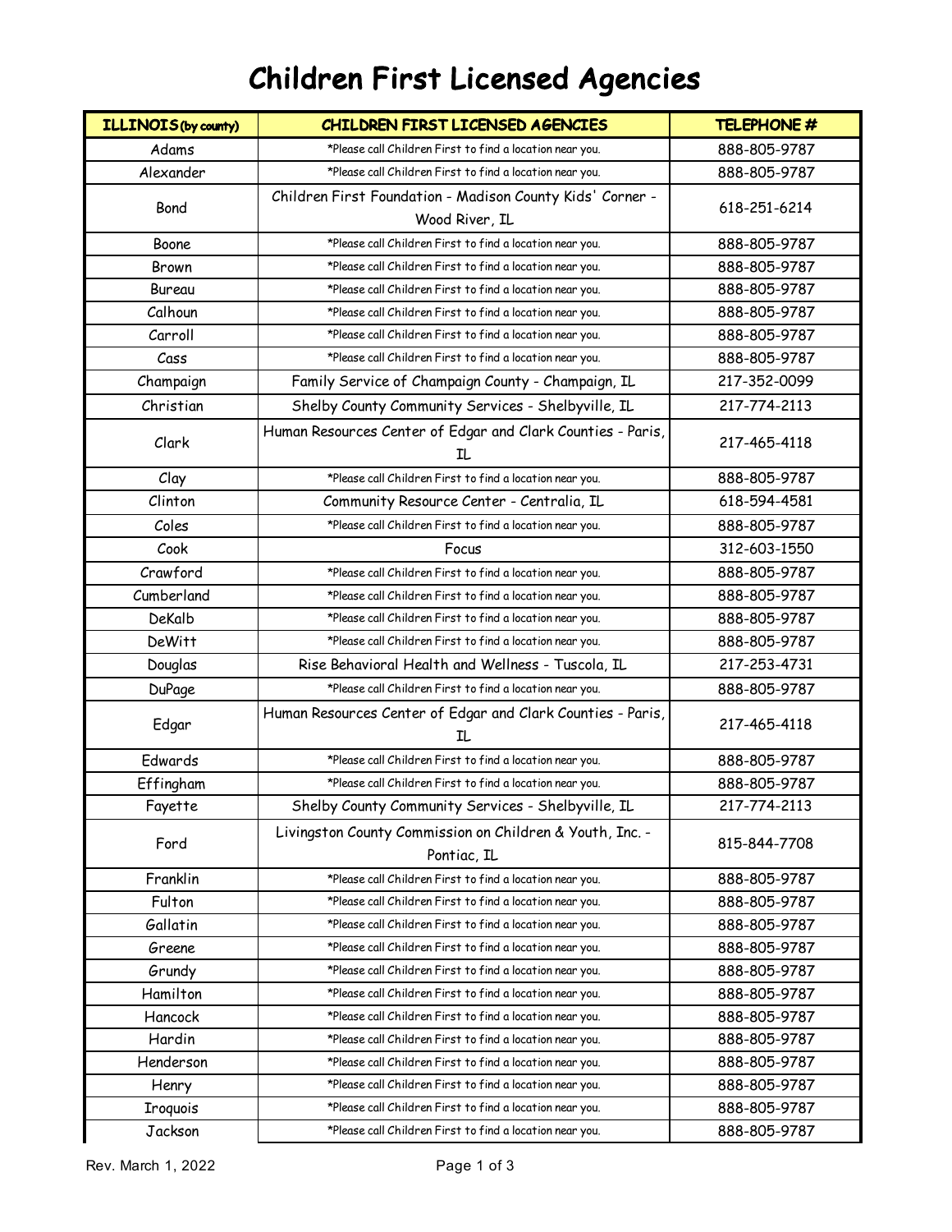# Children First Licensed Agencies

| ILLINOIS (by county) | CHILDREN FIRST LICENSED AGENCIES | TELEPHONE # |
|---|---|---|
| Adams | *Please call Children First to find a location near you. | 888-805-9787 |
| Alexander | *Please call Children First to find a location near you. | 888-805-9787 |
| Bond | Children First Foundation - Madison County Kids' Corner - Wood River, IL | 618-251-6214 |
| Boone | *Please call Children First to find a location near you. | 888-805-9787 |
| Brown | *Please call Children First to find a location near you. | 888-805-9787 |
| Bureau | *Please call Children First to find a location near you. | 888-805-9787 |
| Calhoun | *Please call Children First to find a location near you. | 888-805-9787 |
| Carroll | *Please call Children First to find a location near you. | 888-805-9787 |
| Cass | *Please call Children First to find a location near you. | 888-805-9787 |
| Champaign | Family Service of Champaign County - Champaign, IL | 217-352-0099 |
| Christian | Shelby County Community Services - Shelbyville, IL | 217-774-2113 |
| Clark | Human Resources Center of Edgar and Clark Counties - Paris, IL | 217-465-4118 |
| Clay | *Please call Children First to find a location near you. | 888-805-9787 |
| Clinton | Community Resource Center - Centralia, IL | 618-594-4581 |
| Coles | *Please call Children First to find a location near you. | 888-805-9787 |
| Cook | Focus | 312-603-1550 |
| Crawford | *Please call Children First to find a location near you. | 888-805-9787 |
| Cumberland | *Please call Children First to find a location near you. | 888-805-9787 |
| DeKalb | *Please call Children First to find a location near you. | 888-805-9787 |
| DeWitt | *Please call Children First to find a location near you. | 888-805-9787 |
| Douglas | Rise Behavioral Health and Wellness - Tuscola, IL | 217-253-4731 |
| DuPage | *Please call Children First to find a location near you. | 888-805-9787 |
| Edgar | Human Resources Center of Edgar and Clark Counties - Paris, IL | 217-465-4118 |
| Edwards | *Please call Children First to find a location near you. | 888-805-9787 |
| Effingham | *Please call Children First to find a location near you. | 888-805-9787 |
| Fayette | Shelby County Community Services - Shelbyville, IL | 217-774-2113 |
| Ford | Livingston County Commission on Children & Youth, Inc. - Pontiac, IL | 815-844-7708 |
| Franklin | *Please call Children First to find a location near you. | 888-805-9787 |
| Fulton | *Please call Children First to find a location near you. | 888-805-9787 |
| Gallatin | *Please call Children First to find a location near you. | 888-805-9787 |
| Greene | *Please call Children First to find a location near you. | 888-805-9787 |
| Grundy | *Please call Children First to find a location near you. | 888-805-9787 |
| Hamilton | *Please call Children First to find a location near you. | 888-805-9787 |
| Hancock | *Please call Children First to find a location near you. | 888-805-9787 |
| Hardin | *Please call Children First to find a location near you. | 888-805-9787 |
| Henderson | *Please call Children First to find a location near you. | 888-805-9787 |
| Henry | *Please call Children First to find a location near you. | 888-805-9787 |
| Iroquois | *Please call Children First to find a location near you. | 888-805-9787 |
| Jackson | *Please call Children First to find a location near you. | 888-805-9787 |

Rev. March 1, 2022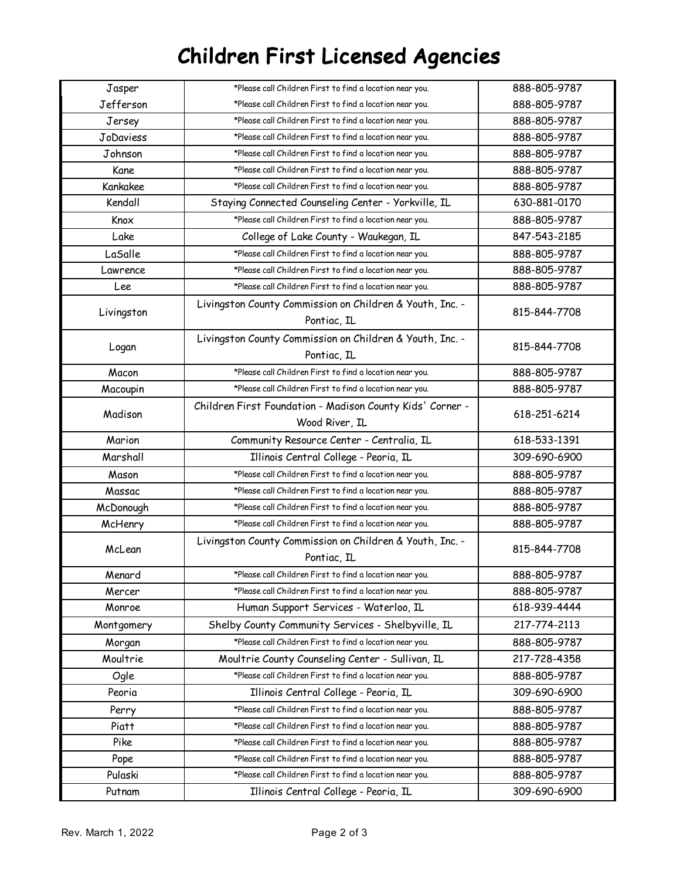# Children First Licensed Agencies

| | | |
|---|---|---|
| Jasper | *Please call Children First to find a location near you. | 888-805-9787 |
| Jefferson | *Please call Children First to find a location near you. | 888-805-9787 |
| Jersey | *Please call Children First to find a location near you. | 888-805-9787 |
| JoDaviess | *Please call Children First to find a location near you. | 888-805-9787 |
| Johnson | *Please call Children First to find a location near you. | 888-805-9787 |
| Kane | *Please call Children First to find a location near you. | 888-805-9787 |
| Kankakee | *Please call Children First to find a location near you. | 888-805-9787 |
| Kendall | Staying Connected Counseling Center - Yorkville, IL | 630-881-0170 |
| Knox | *Please call Children First to find a location near you. | 888-805-9787 |
| Lake | College of Lake County - Waukegan, IL | 847-543-2185 |
| LaSalle | *Please call Children First to find a location near you. | 888-805-9787 |
| Lawrence | *Please call Children First to find a location near you. | 888-805-9787 |
| Lee | *Please call Children First to find a location near you. | 888-805-9787 |
| Livingston | Livingston County Commission on Children & Youth, Inc. - Pontiac, IL | 815-844-7708 |
| Logan | Livingston County Commission on Children & Youth, Inc. - Pontiac, IL | 815-844-7708 |
| Macon | *Please call Children First to find a location near you. | 888-805-9787 |
| Macoupin | *Please call Children First to find a location near you. | 888-805-9787 |
| Madison | Children First Foundation - Madison County Kids' Corner - Wood River, IL | 618-251-6214 |
| Marion | Community Resource Center - Centralia, IL | 618-533-1391 |
| Marshall | Illinois Central College - Peoria, IL | 309-690-6900 |
| Mason | *Please call Children First to find a location near you. | 888-805-9787 |
| Massac | *Please call Children First to find a location near you. | 888-805-9787 |
| McDonough | *Please call Children First to find a location near you. | 888-805-9787 |
| McHenry | *Please call Children First to find a location near you. | 888-805-9787 |
| McLean | Livingston County Commission on Children & Youth, Inc. - Pontiac, IL | 815-844-7708 |
| Menard | *Please call Children First to find a location near you. | 888-805-9787 |
| Mercer | *Please call Children First to find a location near you. | 888-805-9787 |
| Monroe | Human Support Services - Waterloo, IL | 618-939-4444 |
| Montgomery | Shelby County Community Services - Shelbyville, IL | 217-774-2113 |
| Morgan | *Please call Children First to find a location near you. | 888-805-9787 |
| Moultrie | Moultrie County Counseling Center - Sullivan, IL | 217-728-4358 |
| Ogle | *Please call Children First to find a location near you. | 888-805-9787 |
| Peoria | Illinois Central College - Peoria, IL | 309-690-6900 |
| Perry | *Please call Children First to find a location near you. | 888-805-9787 |
| Piatt | *Please call Children First to find a location near you. | 888-805-9787 |
| Pike | *Please call Children First to find a location near you. | 888-805-9787 |
| Pope | *Please call Children First to find a location near you. | 888-805-9787 |
| Pulaski | *Please call Children First to find a location near you. | 888-805-9787 |
| Putnam | Illinois Central College - Peoria, IL | 309-690-6900 |

Rev. March 1, 2022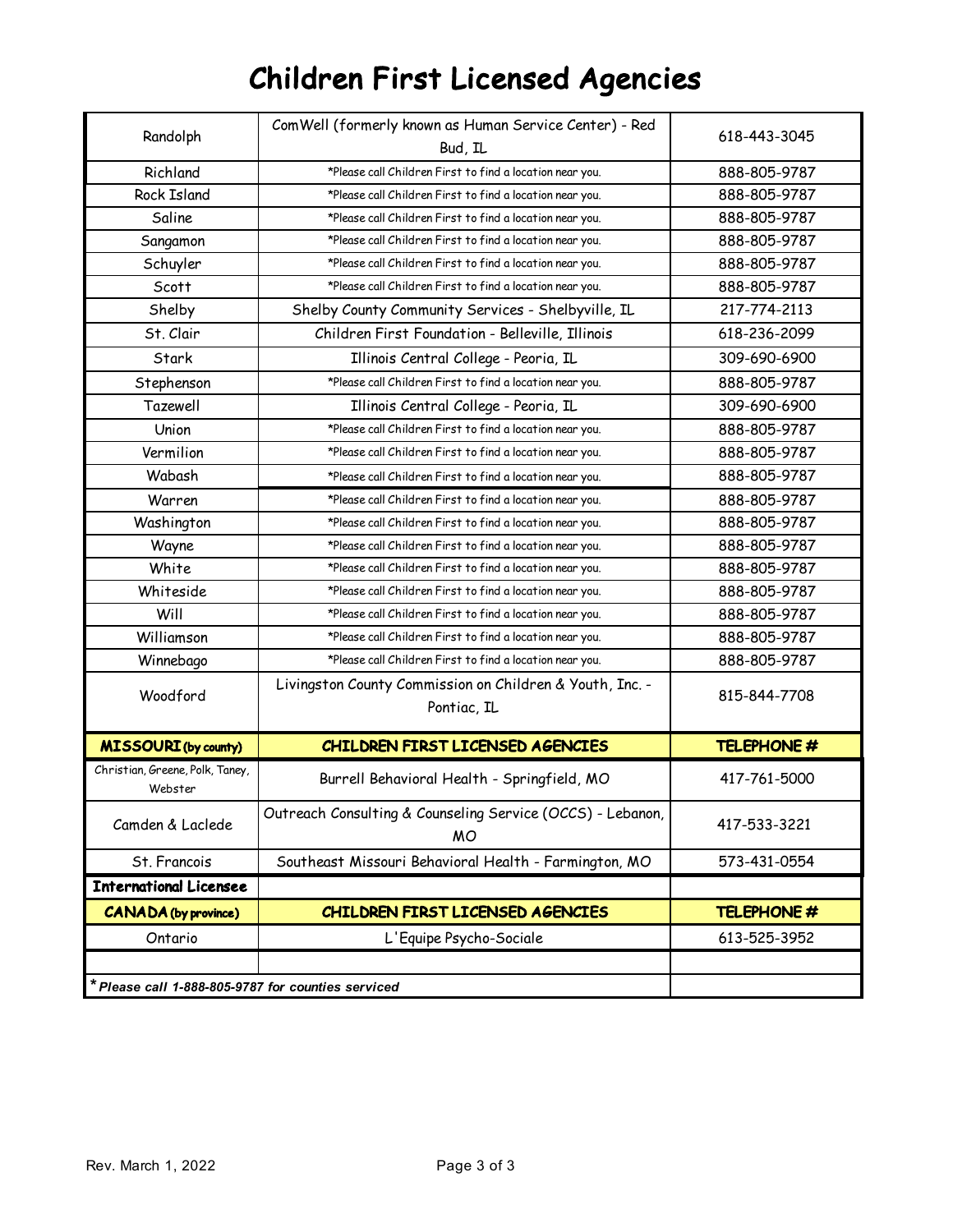# Children First Licensed Agencies

| | | |
|---|---|---|
| Randolph | ComWell (formerly known as Human Service Center) - Red Bud, IL | 618-443-3045 |
| Richland | *Please call Children First to find a location near you. | 888-805-9787 |
| Rock Island | *Please call Children First to find a location near you. | 888-805-9787 |
| Saline | *Please call Children First to find a location near you. | 888-805-9787 |
| Sangamon | *Please call Children First to find a location near you. | 888-805-9787 |
| Schuyler | *Please call Children First to find a location near you. | 888-805-9787 |
| Scott | *Please call Children First to find a location near you. | 888-805-9787 |
| Shelby | Shelby County Community Services - Shelbyville, IL | 217-774-2113 |
| St. Clair | Children First Foundation - Belleville, Illinois | 618-236-2099 |
| Stark | Illinois Central College - Peoria, IL | 309-690-6900 |
| Stephenson | *Please call Children First to find a location near you. | 888-805-9787 |
| Tazewell | Illinois Central College - Peoria, IL | 309-690-6900 |
| Union | *Please call Children First to find a location near you. | 888-805-9787 |
| Vermilion | *Please call Children First to find a location near you. | 888-805-9787 |
| Wabash | *Please call Children First to find a location near you. | 888-805-9787 |
| Warren | *Please call Children First to find a location near you. | 888-805-9787 |
| Washington | *Please call Children First to find a location near you. | 888-805-9787 |
| Wayne | *Please call Children First to find a location near you. | 888-805-9787 |
| White | *Please call Children First to find a location near you. | 888-805-9787 |
| Whiteside | *Please call Children First to find a location near you. | 888-805-9787 |
| Will | *Please call Children First to find a location near you. | 888-805-9787 |
| Williamson | *Please call Children First to find a location near you. | 888-805-9787 |
| Winnebago | *Please call Children First to find a location near you. | 888-805-9787 |
| Woodford | Livingston County Commission on Children & Youth, Inc. - Pontiac, IL | 815-844-7708 |
| **MISSOURI (by county)** | **CHILDREN FIRST LICENSED AGENCIES** | **TELEPHONE #** |
| Christian, Greene, Polk, Taney, Webster | Burrell Behavioral Health - Springfield, MO | 417-761-5000 |
| Camden & Laclede | Outreach Consulting & Counseling Service (OCCS) - Lebanon, MO | 417-533-3221 |
| St. Francois | Southeast Missouri Behavioral Health - Farmington, MO | 573-431-0554 |
| **International Licensee** | | |
| **CANADA (by province)** | **CHILDREN FIRST LICENSED AGENCIES** | **TELEPHONE #** |
| Ontario | L'Equipe Psycho-Sociale | 613-525-3952 |

*Please call 1-888-805-9787 for counties serviced*

Rev. March 1, 2022